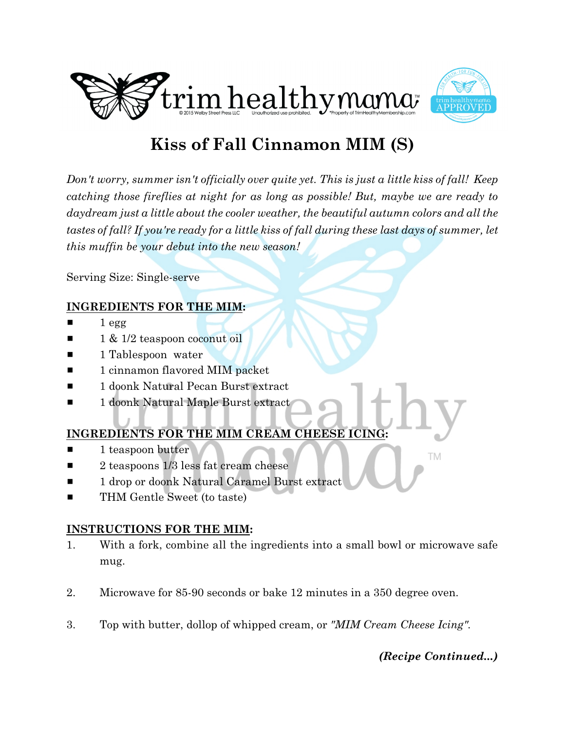# Kiss of Fall Cinnamon MIM (S)

*Don't worry, summer isn't officially over quite yet. This is just a little kiss of fall! Keep catching those fireflies at night for as long as possible! But, maybe we are ready to daydream just a little about the cooler weather, the beautiful autumn colors and all the tastes of fall? If you're ready for a little kiss of fall during these last days of summer, let this muffin be your debut into the new season!*

Serving Size: Single-serve

**INGREDIENTS FOR THE MIM:**

- 1 egg
- 1 & 1/2 teaspoon coconut oil
- 1 Tablespoon water
- 1 cinnamon flavored MIM packet
- 1 doonk Natural Pecan Burst extract
- 1 doonk Natural Maple Burst extract

**INGREDIENTS FOR THE MIM CREAM CHEESE ICING:**

- 1 teaspoon butter
- 2 teaspoons 1/3 less fat cream cheese
- 1 drop or doonk Natural Caramel Burst extract
- THM Gentle Sweet (to taste)

**INSTRUCTIONS FOR THE MIM:**

1. With a fork, combine all the ingredients into a small bowl or microwave safe mug.
2. Microwave for 85-90 seconds or bake 12 minutes in a 350 degree oven.
3. Top with butter, dollop of whipped cream, or *"MIM Cream Cheese Icing"*.

***(Recipe Continued...)***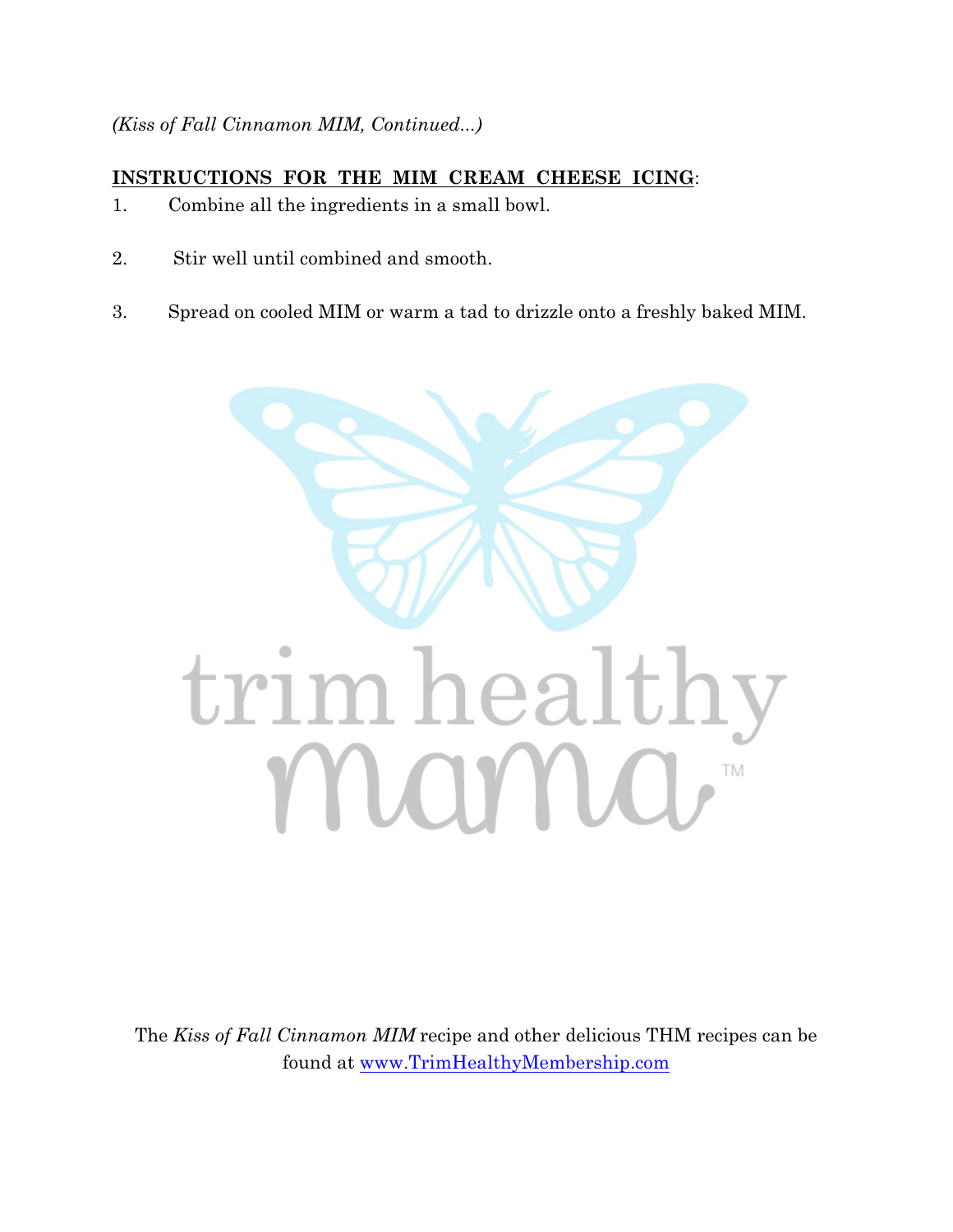*(Kiss of Fall Cinnamon MIM, Continued...)*

**INSTRUCTIONS FOR THE MIM CREAM CHEESE ICING:**

1. Combine all the ingredients in a small bowl.

2. Stir well until combined and smooth.

3. Spread on cooled MIM or warm a tad to drizzle onto a freshly baked MIM.

The *Kiss of Fall Cinnamon MIM* recipe and other delicious THM recipes can be found at www.TrimHealthyMembership.com